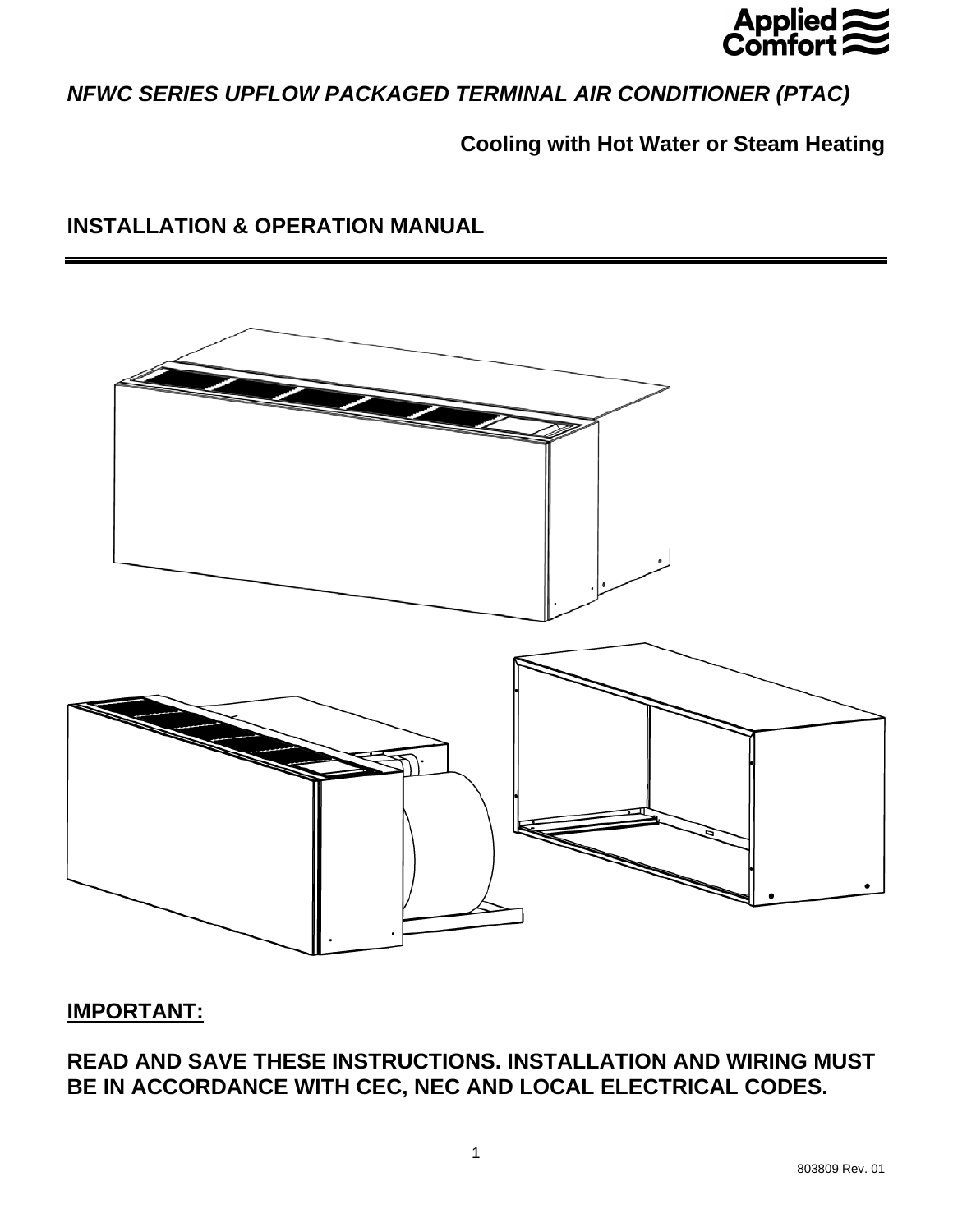Applied Comfort

# *NFWC SERIES UPFLOW PACKAGED TERMINAL AIR CONDITIONER (PTAC)*

**Cooling with Hot Water or Steam Heating**

## INSTALLATION & OPERATION MANUAL

---

## IMPORTANT:

**READ AND SAVE THESE INSTRUCTIONS. INSTALLATION AND WIRING MUST BE IN ACCORDANCE WITH CEC, NEC AND LOCAL ELECTRICAL CODES.**

803809 Rev. 01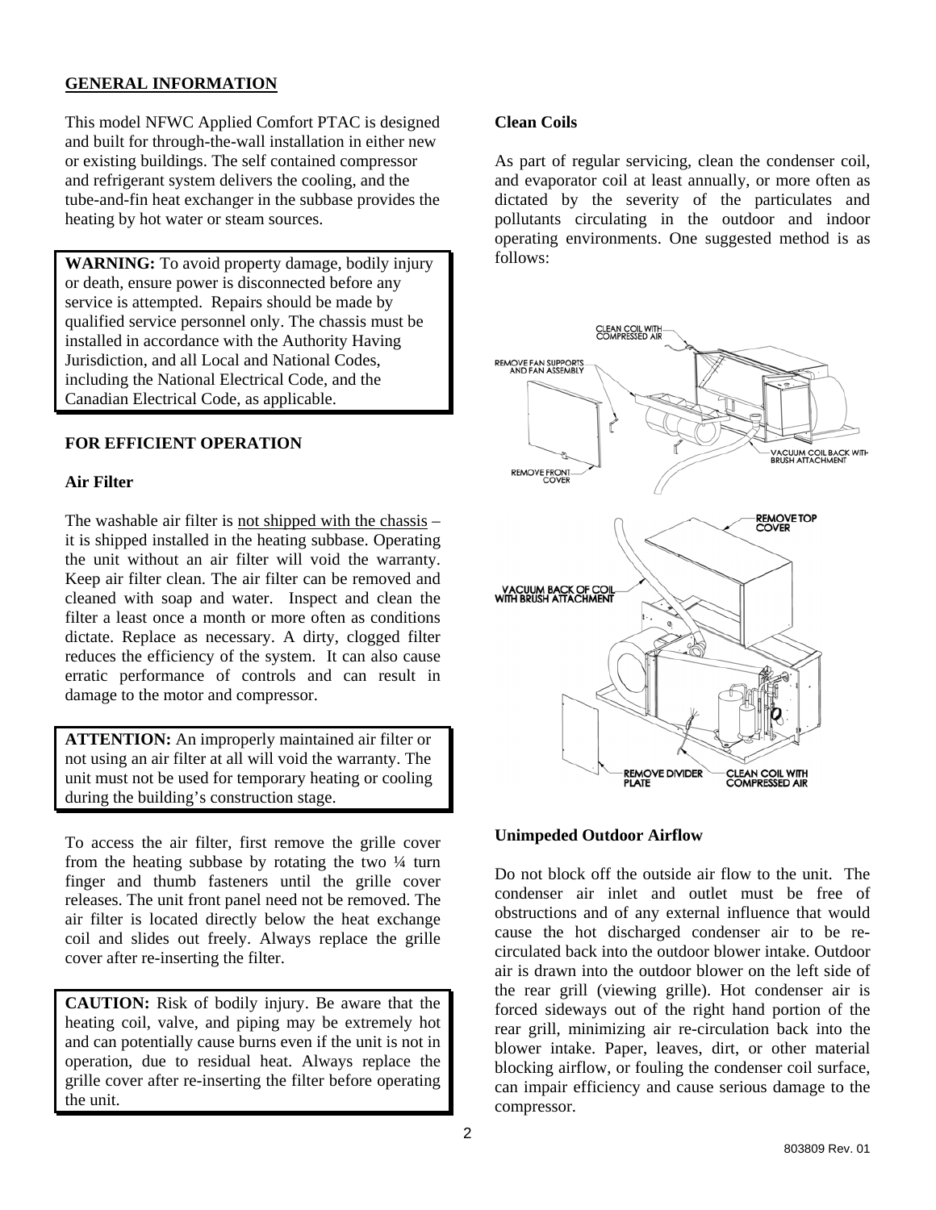## GENERAL INFORMATION

This model NFWC Applied Comfort PTAC is designed and built for through-the-wall installation in either new or existing buildings. The self contained compressor and refrigerant system delivers the cooling, and the tube-and-fin heat exchanger in the subbase provides the heating by hot water or steam sources.

**WARNING:** To avoid property damage, bodily injury or death, ensure power is disconnected before any service is attempted. Repairs should be made by qualified service personnel only. The chassis must be installed in accordance with the Authority Having Jurisdiction, and all Local and National Codes, including the National Electrical Code, and the Canadian Electrical Code, as applicable.

## FOR EFFICIENT OPERATION

### Air Filter

The washable air filter is not shipped with the chassis – it is shipped installed in the heating subbase. Operating the unit without an air filter will void the warranty. Keep air filter clean. The air filter can be removed and cleaned with soap and water. Inspect and clean the filter a least once a month or more often as conditions dictate. Replace as necessary. A dirty, clogged filter reduces the efficiency of the system. It can also cause erratic performance of controls and can result in damage to the motor and compressor.

**ATTENTION:** An improperly maintained air filter or not using an air filter at all will void the warranty. The unit must not be used for temporary heating or cooling during the building's construction stage.

To access the air filter, first remove the grille cover from the heating subbase by rotating the two ¼ turn finger and thumb fasteners until the grille cover releases. The unit front panel need not be removed. The air filter is located directly below the heat exchange coil and slides out freely. Always replace the grille cover after re-inserting the filter.

**CAUTION:** Risk of bodily injury. Be aware that the heating coil, valve, and piping may be extremely hot and can potentially cause burns even if the unit is not in operation, due to residual heat. Always replace the grille cover after re-inserting the filter before operating the unit.

### Clean Coils

As part of regular servicing, clean the condenser coil, and evaporator coil at least annually, or more often as dictated by the severity of the particulates and pollutants circulating in the outdoor and indoor operating environments. One suggested method is as follows:

CLEAN COIL WITH COMPRESSED AIR
REMOVE FAN SUPPORTS AND FAN ASSEMBLY
REMOVE FRONT COVER
VACUUM COIL BACK WITH BRUSH ATTACHMENT

REMOVE TOP COVER
VACUUM BACK OF COIL WITH BRUSH ATTACHMENT
REMOVE DIVIDER PLATE
CLEAN COIL WITH COMPRESSED AIR

### Unimpeded Outdoor Airflow

Do not block off the outside air flow to the unit. The condenser air inlet and outlet must be free of obstructions and of any external influence that would cause the hot discharged condenser air to be re-circulated back into the outdoor blower intake. Outdoor air is drawn into the outdoor blower on the left side of the rear grill (viewing grille). Hot condenser air is forced sideways out of the right hand portion of the rear grill, minimizing air re-circulation back into the blower intake. Paper, leaves, dirt, or other material blocking airflow, or fouling the condenser coil surface, can impair efficiency and cause serious damage to the compressor.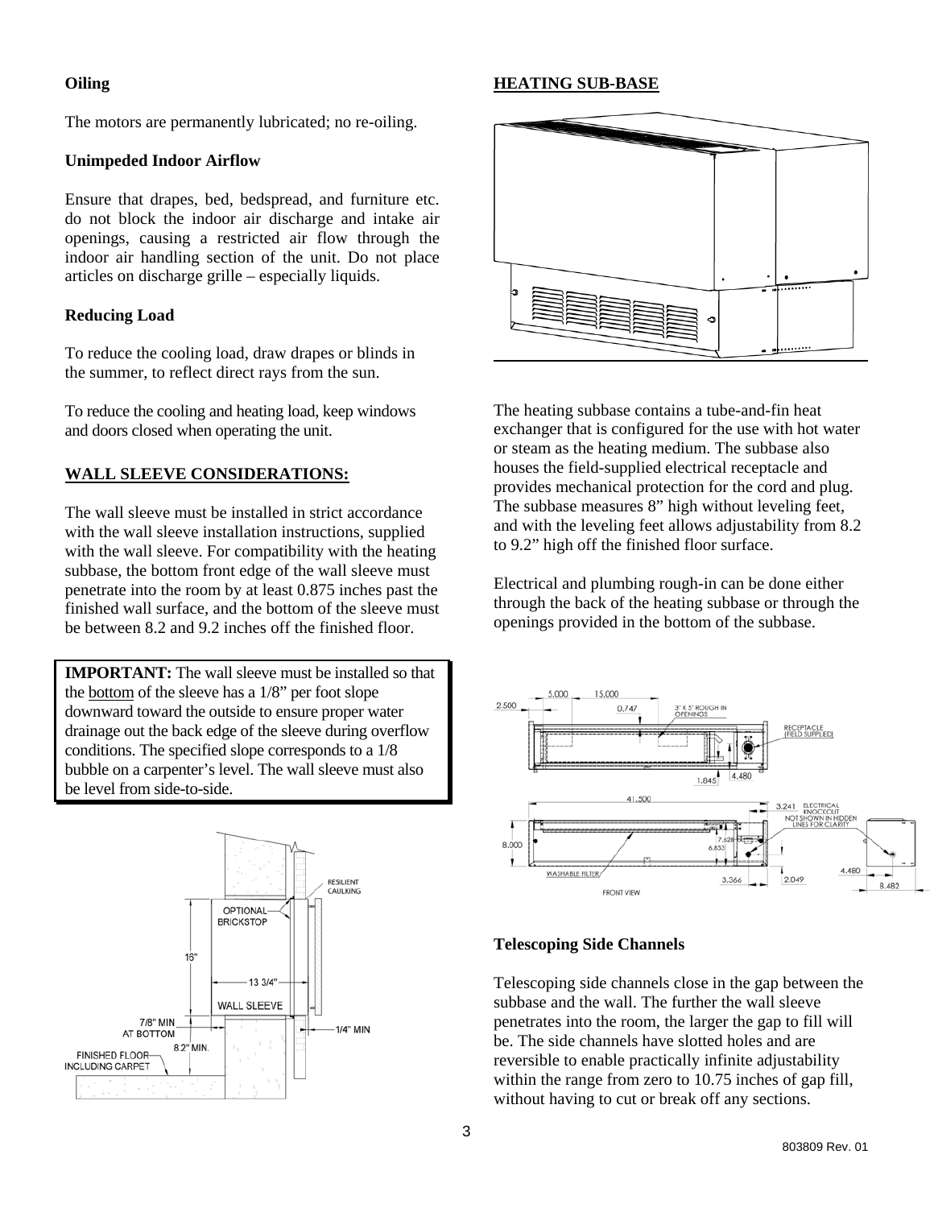**Oiling**

The motors are permanently lubricated; no re-oiling.

**Unimpeded Indoor Airflow**

Ensure that drapes, bed, bedspread, and furniture etc. do not block the indoor air discharge and intake air openings, causing a restricted air flow through the indoor air handling section of the unit. Do not place articles on discharge grille – especially liquids.

**Reducing Load**

To reduce the cooling load, draw drapes or blinds in the summer, to reflect direct rays from the sun.

To reduce the cooling and heating load, keep windows and doors closed when operating the unit.

## WALL SLEEVE CONSIDERATIONS:

The wall sleeve must be installed in strict accordance with the wall sleeve installation instructions, supplied with the wall sleeve. For compatibility with the heating subbase, the bottom front edge of the wall sleeve must penetrate into the room by at least 0.875 inches past the finished wall surface, and the bottom of the sleeve must be between 8.2 and 9.2 inches off the finished floor.

**IMPORTANT:** The wall sleeve must be installed so that the bottom of the sleeve has a 1/8" per foot slope downward toward the outside to ensure proper water drainage out the back edge of the sleeve during overflow conditions. The specified slope corresponds to a 1/8 bubble on a carpenter's level. The wall sleeve must also be level from side-to-side.

## HEATING SUB-BASE

The heating subbase contains a tube-and-fin heat exchanger that is configured for the use with hot water or steam as the heating medium. The subbase also houses the field-supplied electrical receptacle and provides mechanical protection for the cord and plug. The subbase measures 8" high without leveling feet, and with the leveling feet allows adjustability from 8.2 to 9.2" high off the finished floor surface.

Electrical and plumbing rough-in can be done either through the back of the heating subbase or through the openings provided in the bottom of the subbase.

**Telescoping Side Channels**

Telescoping side channels close in the gap between the subbase and the wall. The further the wall sleeve penetrates into the room, the larger the gap to fill will be. The side channels have slotted holes and are reversible to enable practically infinite adjustability within the range from zero to 10.75 inches of gap fill, without having to cut or break off any sections.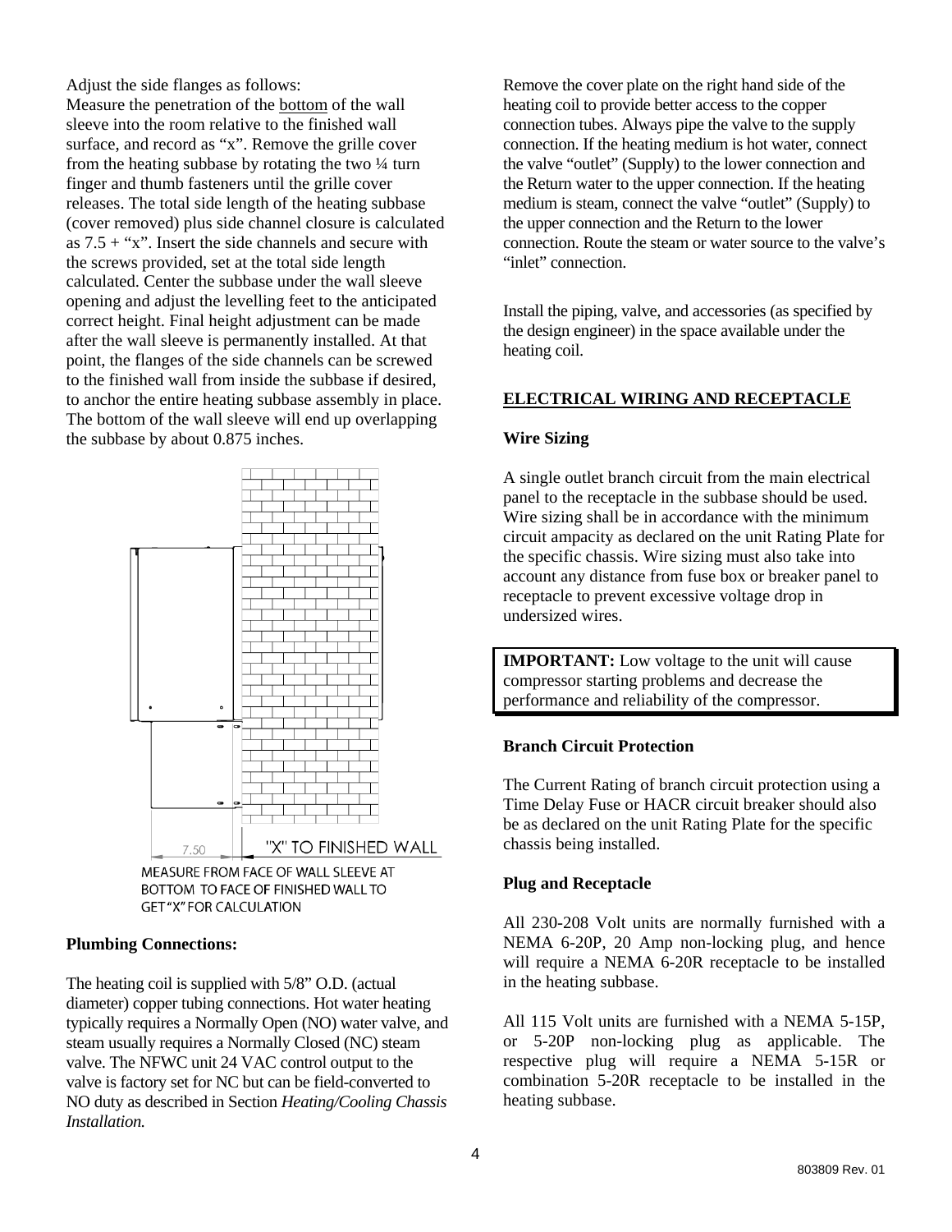Adjust the side flanges as follows:
Measure the penetration of the bottom of the wall sleeve into the room relative to the finished wall surface, and record as “x”. Remove the grille cover from the heating subbase by rotating the two ¼ turn finger and thumb fasteners until the grille cover releases. The total side length of the heating subbase (cover removed) plus side channel closure is calculated as 7.5 + “x”. Insert the side channels and secure with the screws provided, set at the total side length calculated. Center the subbase under the wall sleeve opening and adjust the levelling feet to the anticipated correct height. Final height adjustment can be made after the wall sleeve is permanently installed. At that point, the flanges of the side channels can be screwed to the finished wall from inside the subbase if desired, to anchor the entire heating subbase assembly in place. The bottom of the wall sleeve will end up overlapping the subbase by about 0.875 inches.

7.50 "X" TO FINISHED WALL

MEASURE FROM FACE OF WALL SLEEVE AT BOTTOM TO FACE OF FINISHED WALL TO GET “X” FOR CALCULATION

**Plumbing Connections:**

The heating coil is supplied with 5/8” O.D. (actual diameter) copper tubing connections. Hot water heating typically requires a Normally Open (NO) water valve, and steam usually requires a Normally Closed (NC) steam valve. The NFWC unit 24 VAC control output to the valve is factory set for NC but can be field-converted to NO duty as described in Section *Heating/Cooling Chassis Installation.*

Remove the cover plate on the right hand side of the heating coil to provide better access to the copper connection tubes. Always pipe the valve to the supply connection. If the heating medium is hot water, connect the valve “outlet” (Supply) to the lower connection and the Return water to the upper connection. If the heating medium is steam, connect the valve “outlet” (Supply) to the upper connection and the Return to the lower connection. Route the steam or water source to the valve’s “inlet” connection.

Install the piping, valve, and accessories (as specified by the design engineer) in the space available under the heating coil.

## ELECTRICAL WIRING AND RECEPTACLE

**Wire Sizing**

A single outlet branch circuit from the main electrical panel to the receptacle in the subbase should be used. Wire sizing shall be in accordance with the minimum circuit ampacity as declared on the unit Rating Plate for the specific chassis. Wire sizing must also take into account any distance from fuse box or breaker panel to receptacle to prevent excessive voltage drop in undersized wires.

**IMPORTANT:** Low voltage to the unit will cause compressor starting problems and decrease the performance and reliability of the compressor.

**Branch Circuit Protection**

The Current Rating of branch circuit protection using a Time Delay Fuse or HACR circuit breaker should also be as declared on the unit Rating Plate for the specific chassis being installed.

**Plug and Receptacle**

All 230-208 Volt units are normally furnished with a NEMA 6-20P, 20 Amp non-locking plug, and hence will require a NEMA 6-20R receptacle to be installed in the heating subbase.

All 115 Volt units are furnished with a NEMA 5-15P, or 5-20P non-locking plug as applicable. The respective plug will require a NEMA 5-15R or combination 5-20R receptacle to be installed in the heating subbase.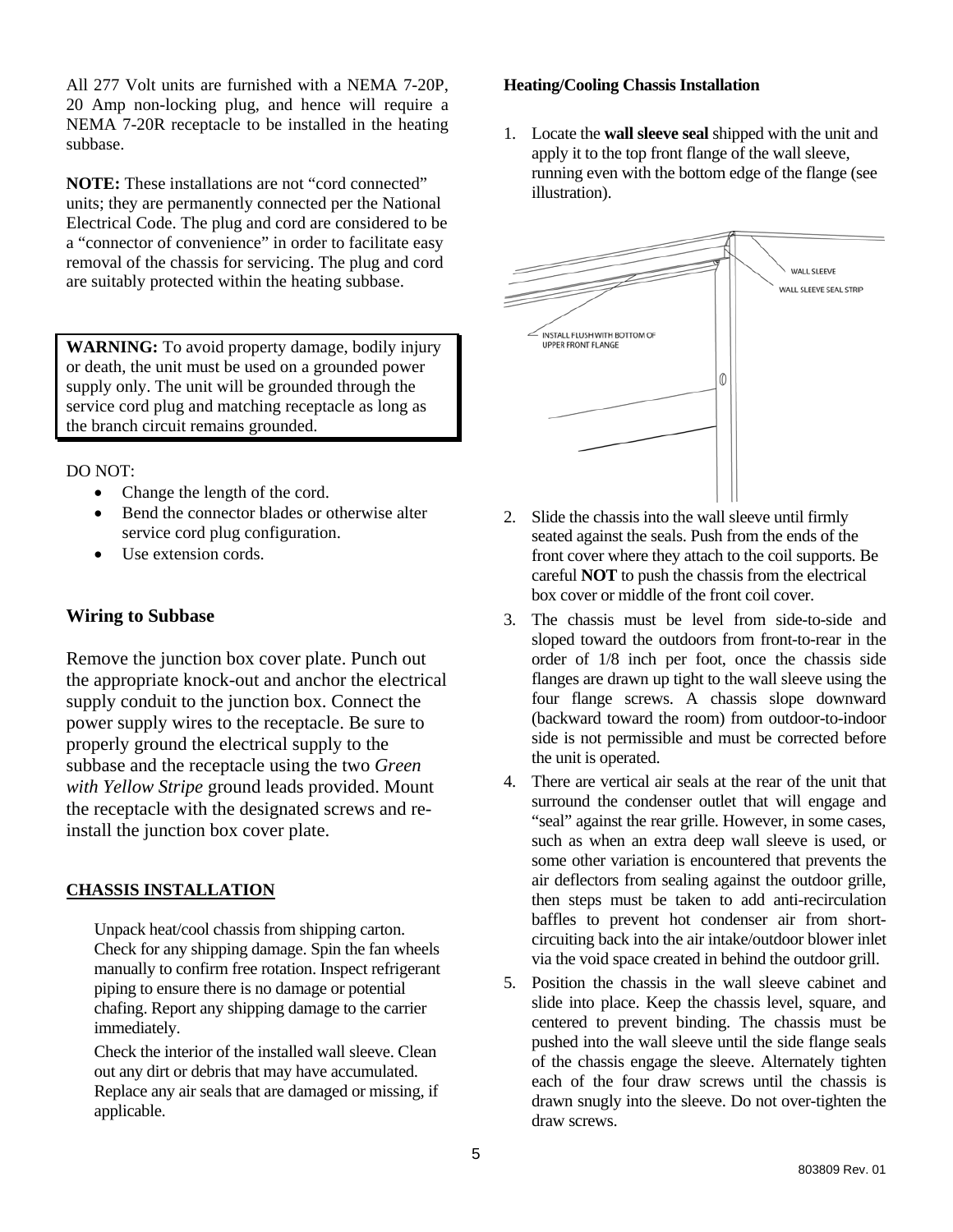All 277 Volt units are furnished with a NEMA 7-20P, 20 Amp non-locking plug, and hence will require a NEMA 7-20R receptacle to be installed in the heating subbase.

**NOTE:** These installations are not "cord connected" units; they are permanently connected per the National Electrical Code. The plug and cord are considered to be a "connector of convenience" in order to facilitate easy removal of the chassis for servicing. The plug and cord are suitably protected within the heating subbase.

**WARNING:** To avoid property damage, bodily injury or death, the unit must be used on a grounded power supply only. The unit will be grounded through the service cord plug and matching receptacle as long as the branch circuit remains grounded.

DO NOT:

- Change the length of the cord.
- Bend the connector blades or otherwise alter service cord plug configuration.
- Use extension cords.

### Wiring to Subbase

Remove the junction box cover plate. Punch out the appropriate knock-out and anchor the electrical supply conduit to the junction box. Connect the power supply wires to the receptacle. Be sure to properly ground the electrical supply to the subbase and the receptacle using the two *Green with Yellow Stripe* ground leads provided. Mount the receptacle with the designated screws and re-install the junction box cover plate.

### CHASSIS INSTALLATION

Unpack heat/cool chassis from shipping carton. Check for any shipping damage. Spin the fan wheels manually to confirm free rotation. Inspect refrigerant piping to ensure there is no damage or potential chafing. Report any shipping damage to the carrier immediately.

Check the interior of the installed wall sleeve. Clean out any dirt or debris that may have accumulated. Replace any air seals that are damaged or missing, if applicable.

**Heating/Cooling Chassis Installation**

1. Locate the **wall sleeve seal** shipped with the unit and apply it to the top front flange of the wall sleeve, running even with the bottom edge of the flange (see illustration).

WALL SLEEVE
WALL SLEEVE SEAL STRIP
INSTALL FLUSH WITH BOTTOM OF UPPER FRONT FLANGE

2. Slide the chassis into the wall sleeve until firmly seated against the seals. Push from the ends of the front cover where they attach to the coil supports. Be careful **NOT** to push the chassis from the electrical box cover or middle of the front coil cover.
3. The chassis must be level from side-to-side and sloped toward the outdoors from front-to-rear in the order of 1/8 inch per foot, once the chassis side flanges are drawn up tight to the wall sleeve using the four flange screws. A chassis slope downward (backward toward the room) from outdoor-to-indoor side is not permissible and must be corrected before the unit is operated.
4. There are vertical air seals at the rear of the unit that surround the condenser outlet that will engage and "seal" against the rear grille. However, in some cases, such as when an extra deep wall sleeve is used, or some other variation is encountered that prevents the air deflectors from sealing against the outdoor grille, then steps must be taken to add anti-recirculation baffles to prevent hot condenser air from short-circuiting back into the air intake/outdoor blower inlet via the void space created in behind the outdoor grill.
5. Position the chassis in the wall sleeve cabinet and slide into place. Keep the chassis level, square, and centered to prevent binding. The chassis must be pushed into the wall sleeve until the side flange seals of the chassis engage the sleeve. Alternately tighten each of the four draw screws until the chassis is drawn snugly into the sleeve. Do not over-tighten the draw screws.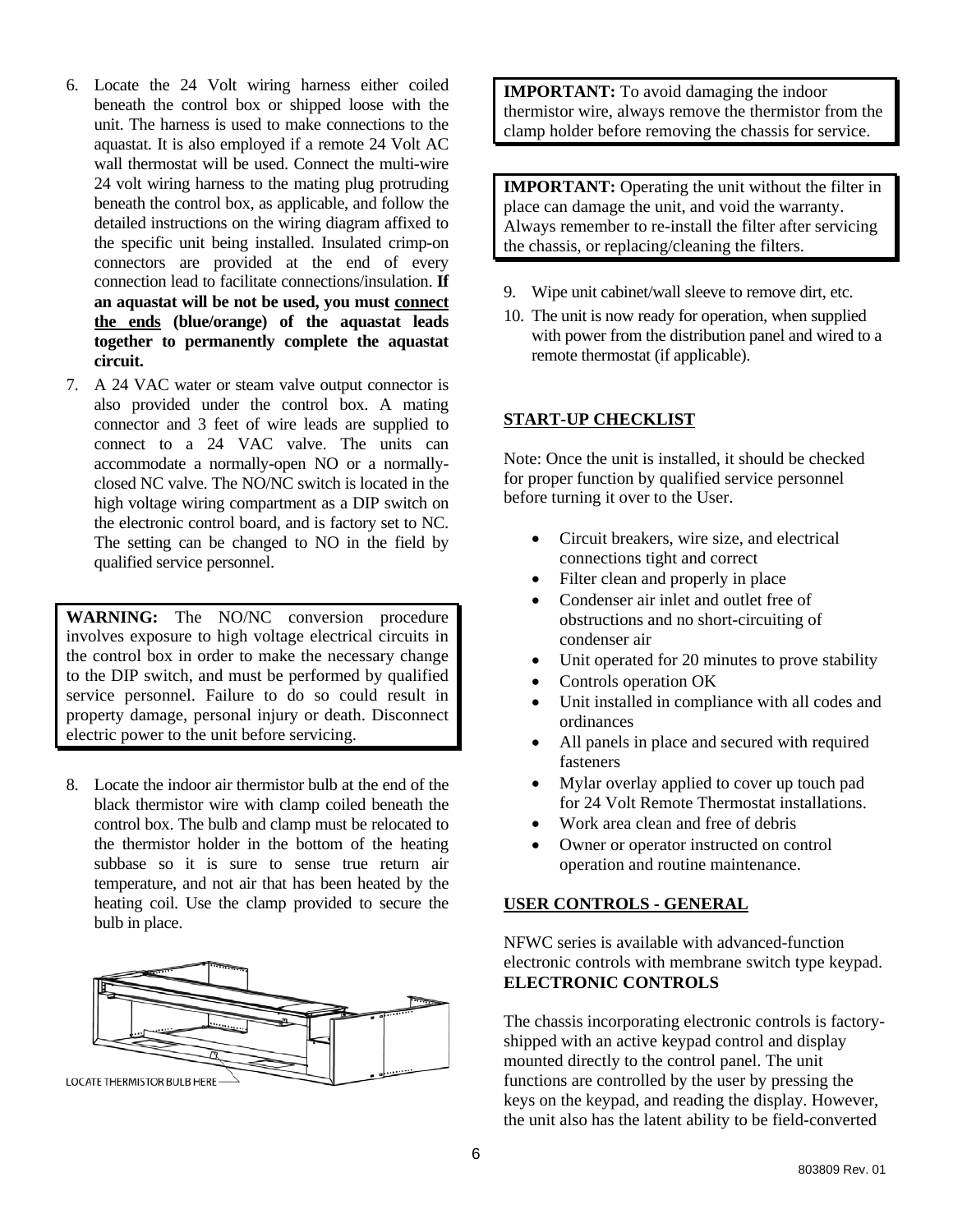6. Locate the 24 Volt wiring harness either coiled beneath the control box or shipped loose with the unit. The harness is used to make connections to the aquastat. It is also employed if a remote 24 Volt AC wall thermostat will be used. Connect the multi-wire 24 volt wiring harness to the mating plug protruding beneath the control box, as applicable, and follow the detailed instructions on the wiring diagram affixed to the specific unit being installed. Insulated crimp-on connectors are provided at the end of every connection lead to facilitate connections/insulation. **If an aquastat will be not be used, you must <u>connect the ends</u> (blue/orange) of the aquastat leads together to permanently complete the aquastat circuit.**
7. A 24 VAC water or steam valve output connector is also provided under the control box. A mating connector and 3 feet of wire leads are supplied to connect to a 24 VAC valve. The units can accommodate a normally-open NO or a normally-closed NC valve. The NO/NC switch is located in the high voltage wiring compartment as a DIP switch on the electronic control board, and is factory set to NC. The setting can be changed to NO in the field by qualified service personnel.

**WARNING:** The NO/NC conversion procedure involves exposure to high voltage electrical circuits in the control box in order to make the necessary change to the DIP switch, and must be performed by qualified service personnel. Failure to do so could result in property damage, personal injury or death. Disconnect electric power to the unit before servicing.

8. Locate the indoor air thermistor bulb at the end of the black thermistor wire with clamp coiled beneath the control box. The bulb and clamp must be relocated to the thermistor holder in the bottom of the heating subbase so it is sure to sense true return air temperature, and not air that has been heated by the heating coil. Use the clamp provided to secure the bulb in place.

LOCATE THERMISTOR BULB HERE

**IMPORTANT:** To avoid damaging the indoor thermistor wire, always remove the thermistor from the clamp holder before removing the chassis for service.

**IMPORTANT:** Operating the unit without the filter in place can damage the unit, and void the warranty. Always remember to re-install the filter after servicing the chassis, or replacing/cleaning the filters.

9. Wipe unit cabinet/wall sleeve to remove dirt, etc.
10. The unit is now ready for operation, when supplied with power from the distribution panel and wired to a remote thermostat (if applicable).

## START-UP CHECKLIST

Note: Once the unit is installed, it should be checked for proper function by qualified service personnel before turning it over to the User.

- Circuit breakers, wire size, and electrical connections tight and correct
- Filter clean and properly in place
- Condenser air inlet and outlet free of obstructions and no short-circuiting of condenser air
- Unit operated for 20 minutes to prove stability
- Controls operation OK
- Unit installed in compliance with all codes and ordinances
- All panels in place and secured with required fasteners
- Mylar overlay applied to cover up touch pad for 24 Volt Remote Thermostat installations.
- Work area clean and free of debris
- Owner or operator instructed on control operation and routine maintenance.

## USER CONTROLS - GENERAL

NFWC series is available with advanced-function electronic controls with membrane switch type keypad.
**ELECTRONIC CONTROLS**

The chassis incorporating electronic controls is factory-shipped with an active keypad control and display mounted directly to the control panel. The unit functions are controlled by the user by pressing the keys on the keypad, and reading the display. However, the unit also has the latent ability to be field-converted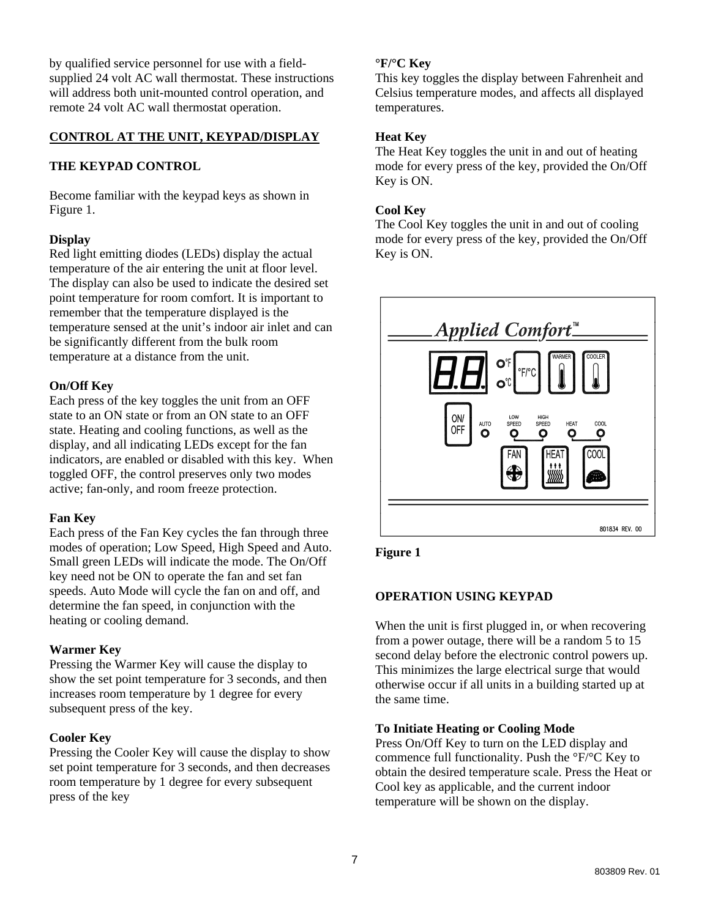by qualified service personnel for use with a field-supplied 24 volt AC wall thermostat. These instructions will address both unit-mounted control operation, and remote 24 volt AC wall thermostat operation.

## CONTROL AT THE UNIT, KEYPAD/DISPLAY

### THE KEYPAD CONTROL

Become familiar with the keypad keys as shown in Figure 1.

**Display**
Red light emitting diodes (LEDs) display the actual temperature of the air entering the unit at floor level. The display can also be used to indicate the desired set point temperature for room comfort. It is important to remember that the temperature displayed is the temperature sensed at the unit's indoor air inlet and can be significantly different from the bulk room temperature at a distance from the unit.

**On/Off Key**
Each press of the key toggles the unit from an OFF state to an ON state or from an ON state to an OFF state. Heating and cooling functions, as well as the display, and all indicating LEDs except for the fan indicators, are enabled or disabled with this key. When toggled OFF, the control preserves only two modes active; fan-only, and room freeze protection.

**Fan Key**
Each press of the Fan Key cycles the fan through three modes of operation; Low Speed, High Speed and Auto. Small green LEDs will indicate the mode. The On/Off key need not be ON to operate the fan and set fan speeds. Auto Mode will cycle the fan on and off, and determine the fan speed, in conjunction with the heating or cooling demand.

**Warmer Key**
Pressing the Warmer Key will cause the display to show the set point temperature for 3 seconds, and then increases room temperature by 1 degree for every subsequent press of the key.

**Cooler Key**
Pressing the Cooler Key will cause the display to show set point temperature for 3 seconds, and then decreases room temperature by 1 degree for every subsequent press of the key

**°F/°C Key**
This key toggles the display between Fahrenheit and Celsius temperature modes, and affects all displayed temperatures.

**Heat Key**
The Heat Key toggles the unit in and out of heating mode for every press of the key, provided the On/Off Key is ON.

**Cool Key**
The Cool Key toggles the unit in and out of cooling mode for every press of the key, provided the On/Off Key is ON.

**Figure 1**

### OPERATION USING KEYPAD

When the unit is first plugged in, or when recovering from a power outage, there will be a random 5 to 15 second delay before the electronic control powers up. This minimizes the large electrical surge that would otherwise occur if all units in a building started up at the same time.

**To Initiate Heating or Cooling Mode**
Press On/Off Key to turn on the LED display and commence full functionality. Push the °F/°C Key to obtain the desired temperature scale. Press the Heat or Cool key as applicable, and the current indoor temperature will be shown on the display.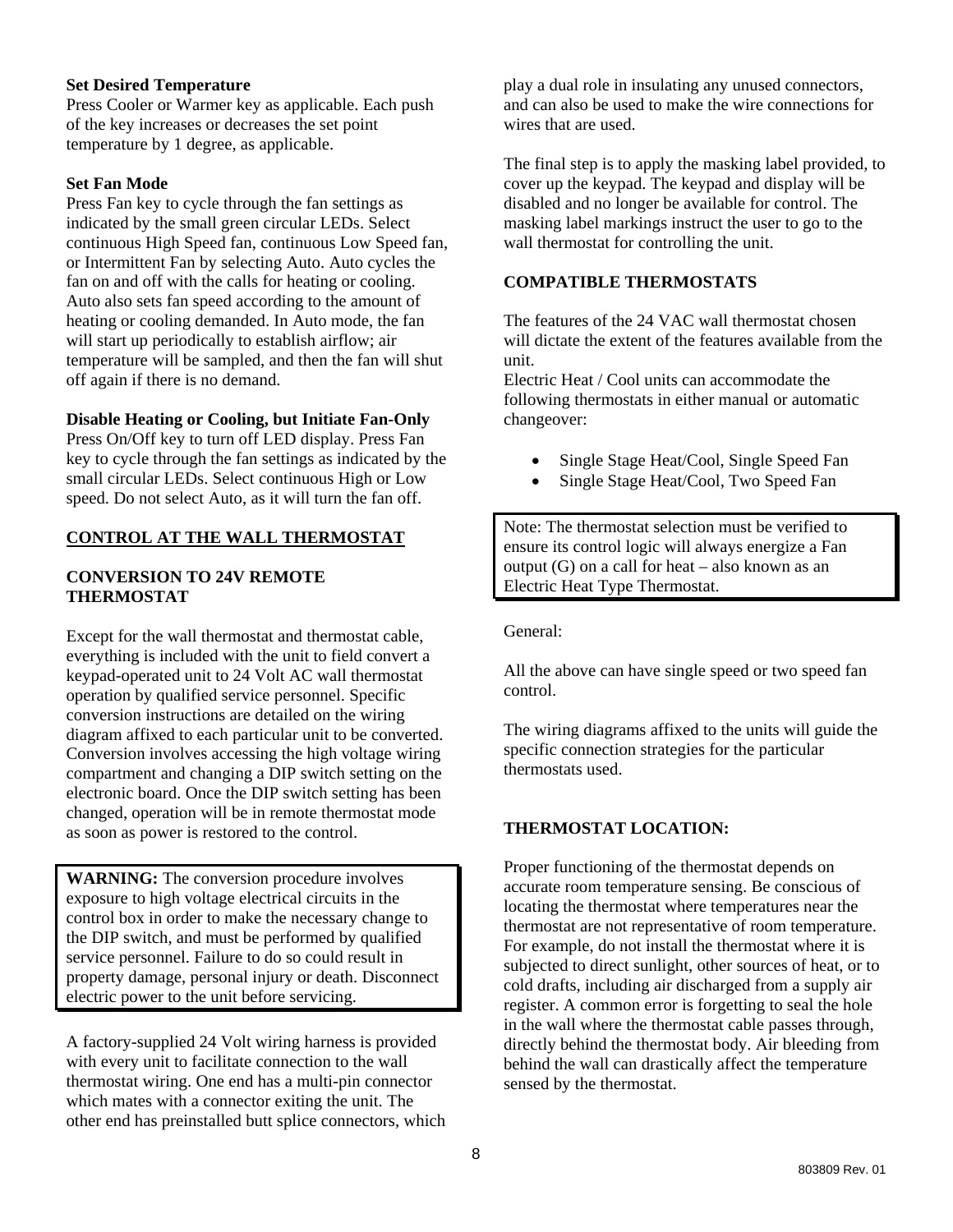**Set Desired Temperature**
Press Cooler or Warmer key as applicable. Each push of the key increases or decreases the set point temperature by 1 degree, as applicable.

**Set Fan Mode**
Press Fan key to cycle through the fan settings as indicated by the small green circular LEDs. Select continuous High Speed fan, continuous Low Speed fan, or Intermittent Fan by selecting Auto. Auto cycles the fan on and off with the calls for heating or cooling. Auto also sets fan speed according to the amount of heating or cooling demanded. In Auto mode, the fan will start up periodically to establish airflow; air temperature will be sampled, and then the fan will shut off again if there is no demand.

**Disable Heating or Cooling, but Initiate Fan-Only**
Press On/Off key to turn off LED display. Press Fan key to cycle through the fan settings as indicated by the small circular LEDs. Select continuous High or Low speed. Do not select Auto, as it will turn the fan off.

## CONTROL AT THE WALL THERMOSTAT

### CONVERSION TO 24V REMOTE THERMOSTAT

Except for the wall thermostat and thermostat cable, everything is included with the unit to field convert a keypad-operated unit to 24 Volt AC wall thermostat operation by qualified service personnel. Specific conversion instructions are detailed on the wiring diagram affixed to each particular unit to be converted. Conversion involves accessing the high voltage wiring compartment and changing a DIP switch setting on the electronic board. Once the DIP switch setting has been changed, operation will be in remote thermostat mode as soon as power is restored to the control.

> **WARNING:** The conversion procedure involves exposure to high voltage electrical circuits in the control box in order to make the necessary change to the DIP switch, and must be performed by qualified service personnel. Failure to do so could result in property damage, personal injury or death. Disconnect electric power to the unit before servicing.

A factory-supplied 24 Volt wiring harness is provided with every unit to facilitate connection to the wall thermostat wiring. One end has a multi-pin connector which mates with a connector exiting the unit. The other end has preinstalled butt splice connectors, which play a dual role in insulating any unused connectors, and can also be used to make the wire connections for wires that are used.

The final step is to apply the masking label provided, to cover up the keypad. The keypad and display will be disabled and no longer be available for control. The masking label markings instruct the user to go to the wall thermostat for controlling the unit.

### COMPATIBLE THERMOSTATS

The features of the 24 VAC wall thermostat chosen will dictate the extent of the features available from the unit.
Electric Heat / Cool units can accommodate the following thermostats in either manual or automatic changeover:

- Single Stage Heat/Cool, Single Speed Fan
- Single Stage Heat/Cool, Two Speed Fan

> Note: The thermostat selection must be verified to ensure its control logic will always energize a Fan output (G) on a call for heat – also known as an Electric Heat Type Thermostat.

General:

All the above can have single speed or two speed fan control.

The wiring diagrams affixed to the units will guide the specific connection strategies for the particular thermostats used.

### THERMOSTAT LOCATION:

Proper functioning of the thermostat depends on accurate room temperature sensing. Be conscious of locating the thermostat where temperatures near the thermostat are not representative of room temperature. For example, do not install the thermostat where it is subjected to direct sunlight, other sources of heat, or to cold drafts, including air discharged from a supply air register. A common error is forgetting to seal the hole in the wall where the thermostat cable passes through, directly behind the thermostat body. Air bleeding from behind the wall can drastically affect the temperature sensed by the thermostat.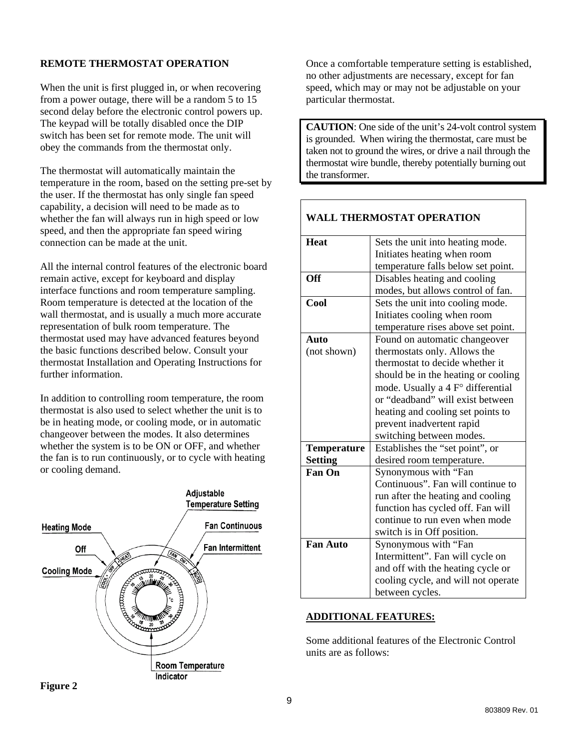## REMOTE THERMOSTAT OPERATION

When the unit is first plugged in, or when recovering from a power outage, there will be a random 5 to 15 second delay before the electronic control powers up. The keypad will be totally disabled once the DIP switch has been set for remote mode. The unit will obey the commands from the thermostat only.

The thermostat will automatically maintain the temperature in the room, based on the setting pre-set by the user. If the thermostat has only single fan speed capability, a decision will need to be made as to whether the fan will always run in high speed or low speed, and then the appropriate fan speed wiring connection can be made at the unit.

All the internal control features of the electronic board remain active, except for keyboard and display interface functions and room temperature sampling. Room temperature is detected at the location of the wall thermostat, and is usually a much more accurate representation of bulk room temperature. The thermostat used may have advanced features beyond the basic functions described below. Consult your thermostat Installation and Operating Instructions for further information.

In addition to controlling room temperature, the room thermostat is also used to select whether the unit is to be in heating mode, or cooling mode, or in automatic changeover between the modes. It also determines whether the system is to be ON or OFF, and whether the fan is to run continuously, or to cycle with heating or cooling demand.

Adjustable Temperature Setting
Heating Mode
Fan Continuous
Off
Fan Intermittent
Cooling Mode
Room Temperature Indicator

**Figure 2**

Once a comfortable temperature setting is established, no other adjustments are necessary, except for fan speed, which may or may not be adjustable on your particular thermostat.

**CAUTION**: One side of the unit's 24-volt control system is grounded. When wiring the thermostat, care must be taken not to ground the wires, or drive a nail through the thermostat wire bundle, thereby potentially burning out the transformer.

| WALL THERMOSTAT OPERATION | |
|---|---|
| **Heat** | Sets the unit into heating mode. Initiates heating when room temperature falls below set point. |
| **Off** | Disables heating and cooling modes, but allows control of fan. |
| **Cool** | Sets the unit into cooling mode. Initiates cooling when room temperature rises above set point. |
| **Auto** (not shown) | Found on automatic changeover thermostats only. Allows the thermostat to decide whether it should be in the heating or cooling mode. Usually a 4 F° differential or "deadband" will exist between heating and cooling set points to prevent inadvertent rapid switching between modes. |
| **Temperature Setting** | Establishes the "set point", or desired room temperature. |
| **Fan On** | Synonymous with "Fan Continuous". Fan will continue to run after the heating and cooling function has cycled off. Fan will continue to run even when mode switch is in Off position. |
| **Fan Auto** | Synonymous with "Fan Intermittent". Fan will cycle on and off with the heating cycle or cooling cycle, and will not operate between cycles. |

## ADDITIONAL FEATURES:

Some additional features of the Electronic Control units are as follows: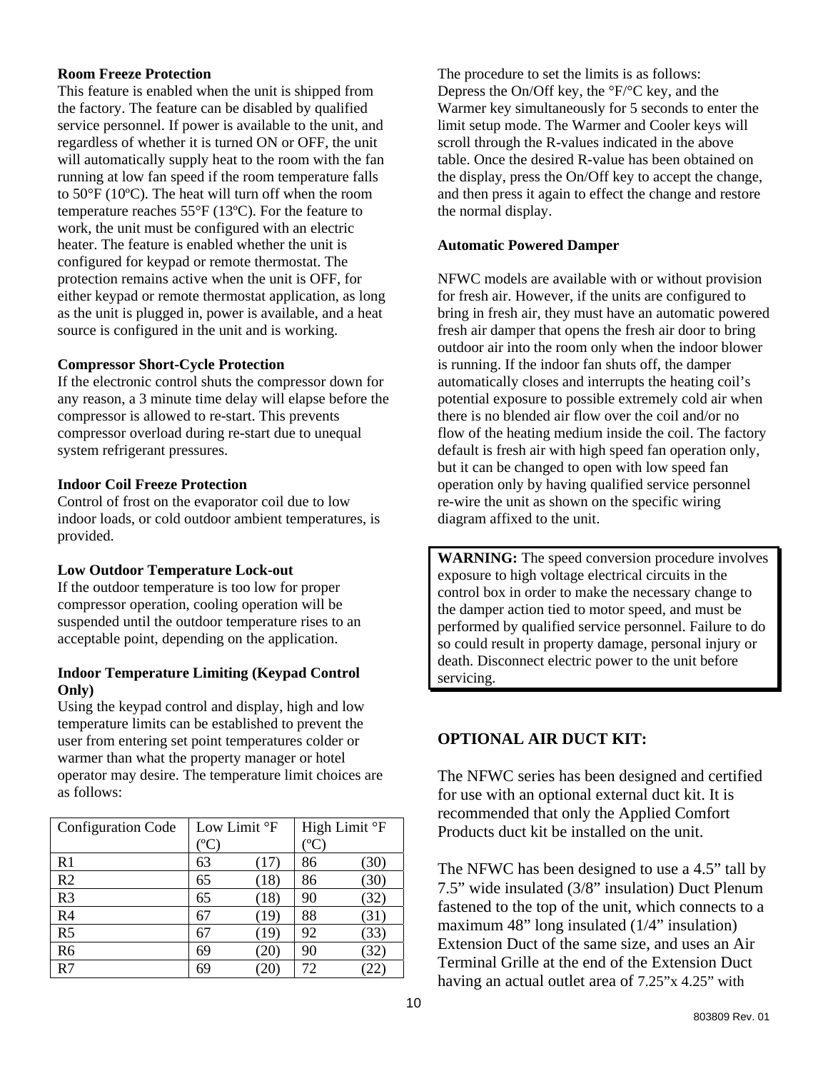**Room Freeze Protection**

This feature is enabled when the unit is shipped from the factory. The feature can be disabled by qualified service personnel. If power is available to the unit, and regardless of whether it is turned ON or OFF, the unit will automatically supply heat to the room with the fan running at low fan speed if the room temperature falls to 50°F (10ºC). The heat will turn off when the room temperature reaches 55°F (13ºC). For the feature to work, the unit must be configured with an electric heater. The feature is enabled whether the unit is configured for keypad or remote thermostat. The protection remains active when the unit is OFF, for either keypad or remote thermostat application, as long as the unit is plugged in, power is available, and a heat source is configured in the unit and is working.

**Compressor Short-Cycle Protection**

If the electronic control shuts the compressor down for any reason, a 3 minute time delay will elapse before the compressor is allowed to re-start. This prevents compressor overload during re-start due to unequal system refrigerant pressures.

**Indoor Coil Freeze Protection**

Control of frost on the evaporator coil due to low indoor loads, or cold outdoor ambient temperatures, is provided.

**Low Outdoor Temperature Lock-out**

If the outdoor temperature is too low for proper compressor operation, cooling operation will be suspended until the outdoor temperature rises to an acceptable point, depending on the application.

**Indoor Temperature Limiting (Keypad Control Only)**

Using the keypad control and display, high and low temperature limits can be established to prevent the user from entering set point temperatures colder or warmer than what the property manager or hotel operator may desire. The temperature limit choices are as follows:

| Configuration Code | Low Limit °F (ºC) | High Limit °F (ºC) |
|---|---|---|
| R1 | 63 (17) | 86 (30) |
| R2 | 65 (18) | 86 (30) |
| R3 | 65 (18) | 90 (32) |
| R4 | 67 (19) | 88 (31) |
| R5 | 67 (19) | 92 (33) |
| R6 | 69 (20) | 90 (32) |
| R7 | 69 (20) | 72 (22) |

The procedure to set the limits is as follows:
Depress the On/Off key, the °F/°C key, and the Warmer key simultaneously for 5 seconds to enter the limit setup mode. The Warmer and Cooler keys will scroll through the R-values indicated in the above table. Once the desired R-value has been obtained on the display, press the On/Off key to accept the change, and then press it again to effect the change and restore the normal display.

**Automatic Powered Damper**

NFWC models are available with or without provision for fresh air. However, if the units are configured to bring in fresh air, they must have an automatic powered fresh air damper that opens the fresh air door to bring outdoor air into the room only when the indoor blower is running. If the indoor fan shuts off, the damper automatically closes and interrupts the heating coil's potential exposure to possible extremely cold air when there is no blended air flow over the coil and/or no flow of the heating medium inside the coil. The factory default is fresh air with high speed fan operation only, but it can be changed to open with low speed fan operation only by having qualified service personnel re-wire the unit as shown on the specific wiring diagram affixed to the unit.

**WARNING:** The speed conversion procedure involves exposure to high voltage electrical circuits in the control box in order to make the necessary change to the damper action tied to motor speed, and must be performed by qualified service personnel. Failure to do so could result in property damage, personal injury or death. Disconnect electric power to the unit before servicing.

## OPTIONAL AIR DUCT KIT:

The NFWC series has been designed and certified for use with an optional external duct kit. It is recommended that only the Applied Comfort Products duct kit be installed on the unit.

The NFWC has been designed to use a 4.5" tall by 7.5" wide insulated (3/8" insulation) Duct Plenum fastened to the top of the unit, which connects to a maximum 48" long insulated (1/4" insulation) Extension Duct of the same size, and uses an Air Terminal Grille at the end of the Extension Duct having an actual outlet area of 7.25"x 4.25" with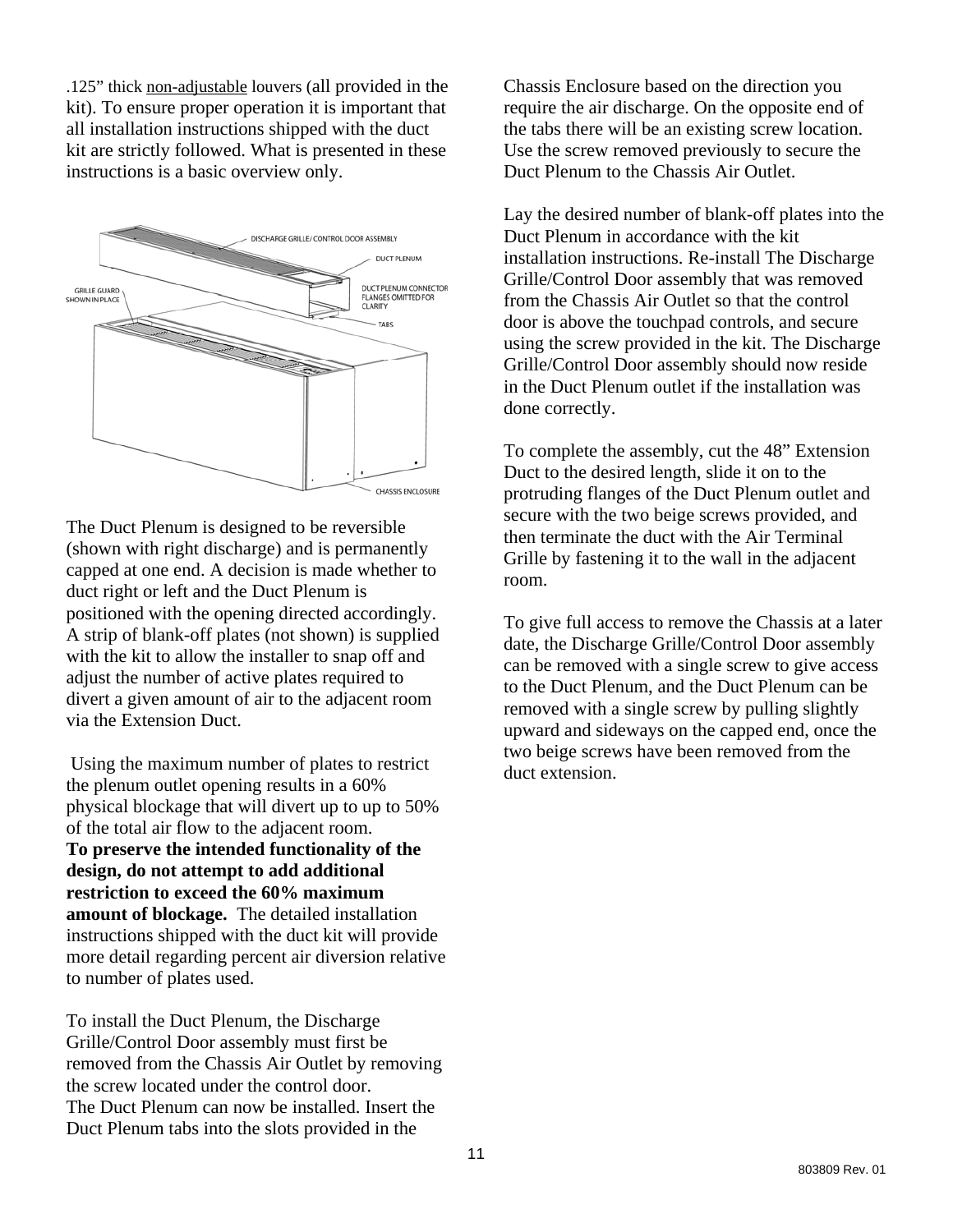.125" thick non-adjustable louvers (all provided in the kit). To ensure proper operation it is important that all installation instructions shipped with the duct kit are strictly followed. What is presented in these instructions is a basic overview only.

DISCHARGE GRILLE/CONTROL DOOR ASSEMBLY

DUCT PLENUM

GRILLE GUARD SHOWN IN PLACE

DUCT PLENUM CONNECTOR FLANGES OMITTED FOR CLARITY

TABS

CHASSIS ENCLOSURE

The Duct Plenum is designed to be reversible (shown with right discharge) and is permanently capped at one end. A decision is made whether to duct right or left and the Duct Plenum is positioned with the opening directed accordingly. A strip of blank-off plates (not shown) is supplied with the kit to allow the installer to snap off and adjust the number of active plates required to divert a given amount of air to the adjacent room via the Extension Duct.

Using the maximum number of plates to restrict the plenum outlet opening results in a 60% physical blockage that will divert up to up to 50% of the total air flow to the adjacent room. **To preserve the intended functionality of the design, do not attempt to add additional restriction to exceed the 60% maximum amount of blockage.** The detailed installation instructions shipped with the duct kit will provide more detail regarding percent air diversion relative to number of plates used.

To install the Duct Plenum, the Discharge Grille/Control Door assembly must first be removed from the Chassis Air Outlet by removing the screw located under the control door.
The Duct Plenum can now be installed. Insert the Duct Plenum tabs into the slots provided in the Chassis Enclosure based on the direction you require the air discharge. On the opposite end of the tabs there will be an existing screw location. Use the screw removed previously to secure the Duct Plenum to the Chassis Air Outlet.

Lay the desired number of blank-off plates into the Duct Plenum in accordance with the kit installation instructions. Re-install The Discharge Grille/Control Door assembly that was removed from the Chassis Air Outlet so that the control door is above the touchpad controls, and secure using the screw provided in the kit. The Discharge Grille/Control Door assembly should now reside in the Duct Plenum outlet if the installation was done correctly.

To complete the assembly, cut the 48" Extension Duct to the desired length, slide it on to the protruding flanges of the Duct Plenum outlet and secure with the two beige screws provided, and then terminate the duct with the Air Terminal Grille by fastening it to the wall in the adjacent room.

To give full access to remove the Chassis at a later date, the Discharge Grille/Control Door assembly can be removed with a single screw to give access to the Duct Plenum, and the Duct Plenum can be removed with a single screw by pulling slightly upward and sideways on the capped end, once the two beige screws have been removed from the duct extension.